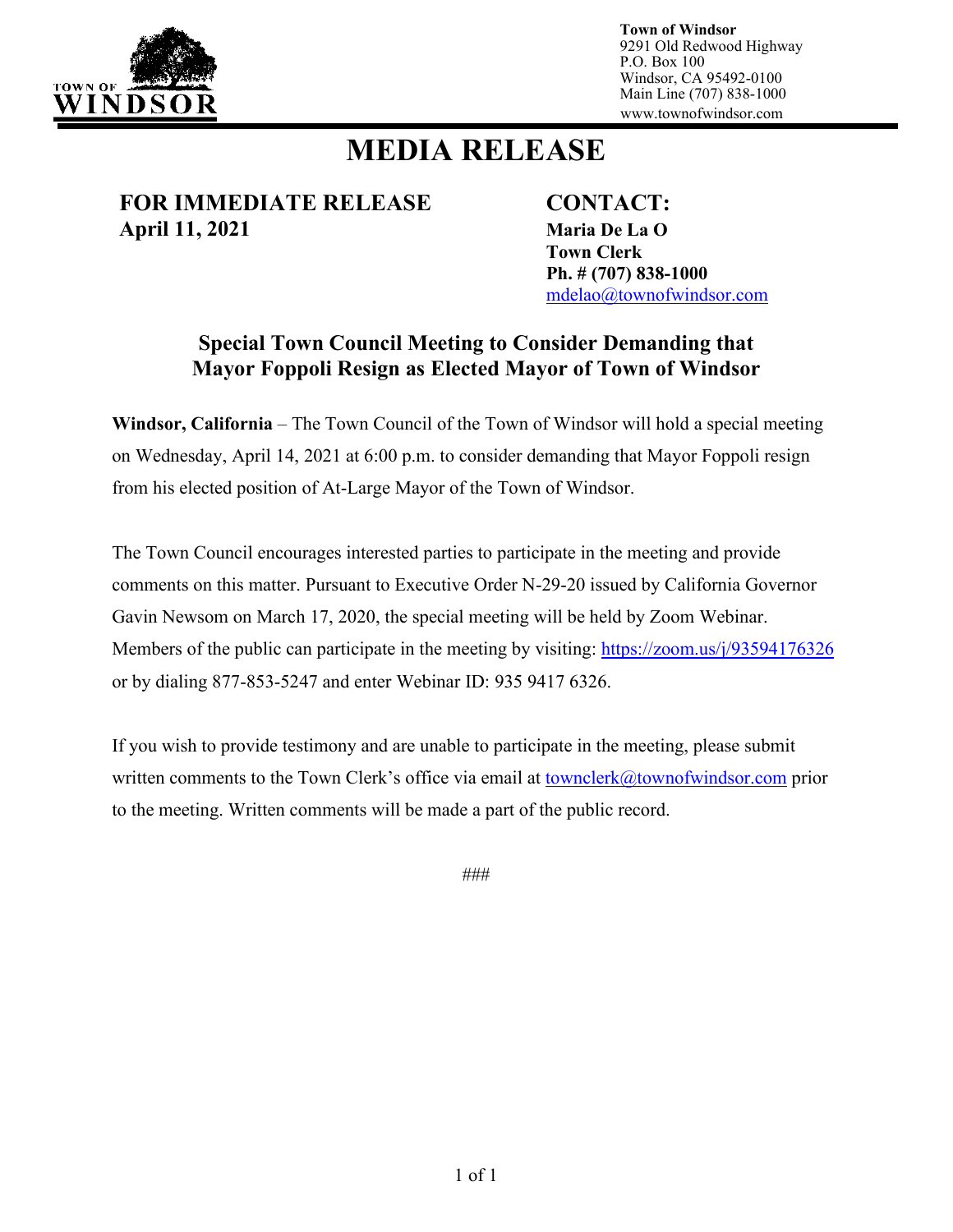TOWN OF WINDSOR

**Town of Windsor**
9291 Old Redwood Highway
P.O. Box 100
Windsor, CA 95492-0100
Main Line (707) 838-1000
www.townofwindsor.com

# MEDIA RELEASE

**FOR IMMEDIATE RELEASE**
**April 11, 2021**

**CONTACT:**
**Maria De La O**
**Town Clerk**
**Ph. # (707) 838-1000**
mdelao@townofwindsor.com

## Special Town Council Meeting to Consider Demanding that Mayor Foppoli Resign as Elected Mayor of Town of Windsor

**Windsor, California** – The Town Council of the Town of Windsor will hold a special meeting on Wednesday, April 14, 2021 at 6:00 p.m. to consider demanding that Mayor Foppoli resign from his elected position of At-Large Mayor of the Town of Windsor.

The Town Council encourages interested parties to participate in the meeting and provide comments on this matter. Pursuant to Executive Order N-29-20 issued by California Governor Gavin Newsom on March 17, 2020, the special meeting will be held by Zoom Webinar. Members of the public can participate in the meeting by visiting: https://zoom.us/j/93594176326 or by dialing 877-853-5247 and enter Webinar ID: 935 9417 6326.

If you wish to provide testimony and are unable to participate in the meeting, please submit written comments to the Town Clerk's office via email at townclerk@townofwindsor.com prior to the meeting. Written comments will be made a part of the public record.

###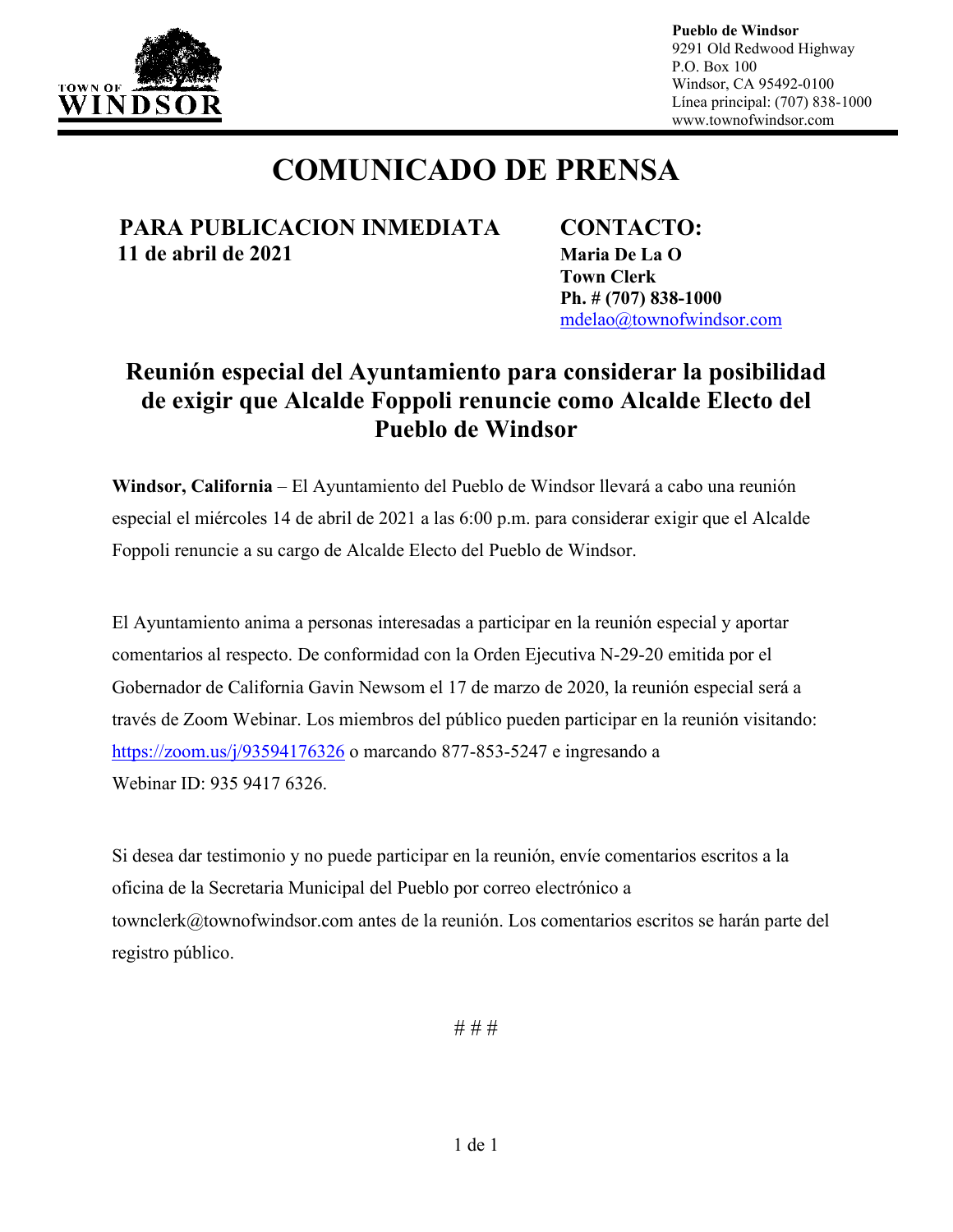**Pueblo de Windsor**
9291 Old Redwood Highway
P.O. Box 100
Windsor, CA 95492-0100
Línea principal: (707) 838-1000
www.townofwindsor.com

# COMUNICADO DE PRENSA

**PARA PUBLICACION INMEDIATA**
**11 de abril de 2021**

**CONTACTO:**
**Maria De La O**
**Town Clerk**
**Ph. # (707) 838-1000**
mdelao@townofwindsor.com

## Reunión especial del Ayuntamiento para considerar la posibilidad de exigir que Alcalde Foppoli renuncie como Alcalde Electo del Pueblo de Windsor

**Windsor, California** – El Ayuntamiento del Pueblo de Windsor llevará a cabo una reunión especial el miércoles 14 de abril de 2021 a las 6:00 p.m. para considerar exigir que el Alcalde Foppoli renuncie a su cargo de Alcalde Electo del Pueblo de Windsor.

El Ayuntamiento anima a personas interesadas a participar en la reunión especial y aportar comentarios al respecto. De conformidad con la Orden Ejecutiva N-29-20 emitida por el Gobernador de California Gavin Newsom el 17 de marzo de 2020, la reunión especial será a través de Zoom Webinar. Los miembros del público pueden participar en la reunión visitando: https://zoom.us/j/93594176326 o marcando 877-853-5247 e ingresando a Webinar ID: 935 9417 6326.

Si desea dar testimonio y no puede participar en la reunión, envíe comentarios escritos a la oficina de la Secretaria Municipal del Pueblo por correo electrónico a townclerk@townofwindsor.com antes de la reunión. Los comentarios escritos se harán parte del registro público.

# # #